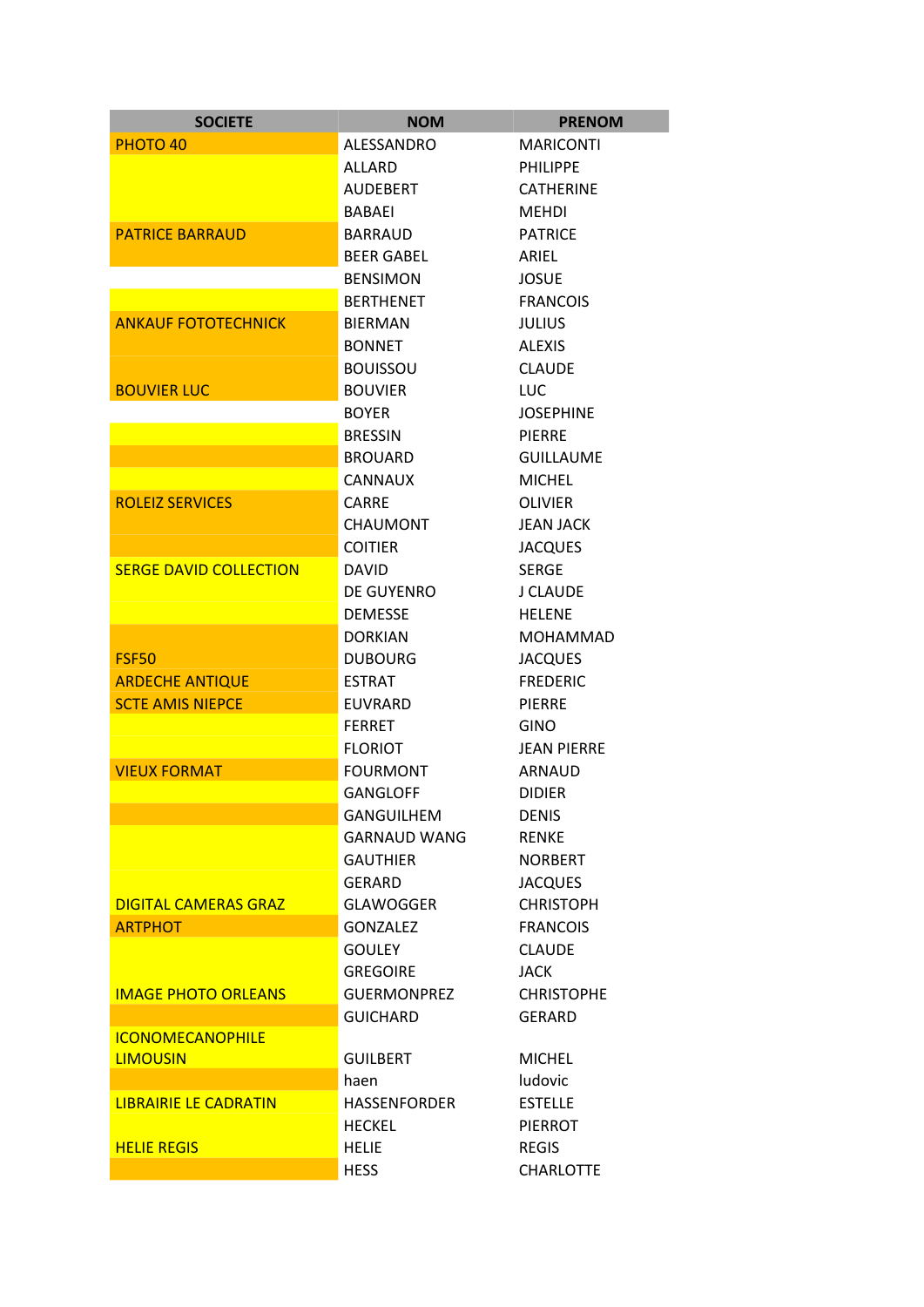| SOCIETE | NOM | PRENOM |
| --- | --- | --- |
| PHOTO 40 | ALESSANDRO | MARICONTI |
| | ALLARD | PHILIPPE |
| | AUDEBERT | CATHERINE |
| | BABAEI | MEHDI |
| PATRICE BARRAUD | BARRAUD | PATRICE |
| | BEER GABEL | ARIEL |
| | BENSIMON | JOSUE |
| | BERTHENET | FRANCOIS |
| ANKAUF FOTOTECHNICK | BIERMAN | JULIUS |
| | BONNET | ALEXIS |
| | BOUISSOU | CLAUDE |
| BOUVIER LUC | BOUVIER | LUC |
| | BOYER | JOSEPHINE |
| | BRESSIN | PIERRE |
| | BROUARD | GUILLAUME |
| | CANNAUX | MICHEL |
| ROLEIZ SERVICES | CARRE | OLIVIER |
| | CHAUMONT | JEAN JACK |
| | COITIER | JACQUES |
| SERGE DAVID COLLECTION | DAVID | SERGE |
| | DE GUYENRO | J CLAUDE |
| | DEMESSE | HELENE |
| | DORKIAN | MOHAMMAD |
| FSF50 | DUBOURG | JACQUES |
| ARDECHE ANTIQUE | ESTRAT | FREDERIC |
| SCTE AMIS NIEPCE | EUVRARD | PIERRE |
| | FERRET | GINO |
| | FLORIOT | JEAN PIERRE |
| VIEUX FORMAT | FOURMONT | ARNAUD |
| | GANGLOFF | DIDIER |
| | GANGUILHEM | DENIS |
| | GARNAUD WANG | RENKE |
| | GAUTHIER | NORBERT |
| | GERARD | JACQUES |
| DIGITAL CAMERAS GRAZ | GLAWOGGER | CHRISTOPH |
| ARTPHOT | GONZALEZ | FRANCOIS |
| | GOULEY | CLAUDE |
| | GREGOIRE | JACK |
| IMAGE PHOTO ORLEANS | GUERMONPREZ | CHRISTOPHE |
| | GUICHARD | GERARD |
| ICONOMECANOPHILE LIMOUSIN | GUILBERT | MICHEL |
| | haen | ludovic |
| LIBRAIRIE LE CADRATIN | HASSENFORDER | ESTELLE |
| | HECKEL | PIERROT |
| HELIE REGIS | HELIE | REGIS |
| | HESS | CHARLOTTE |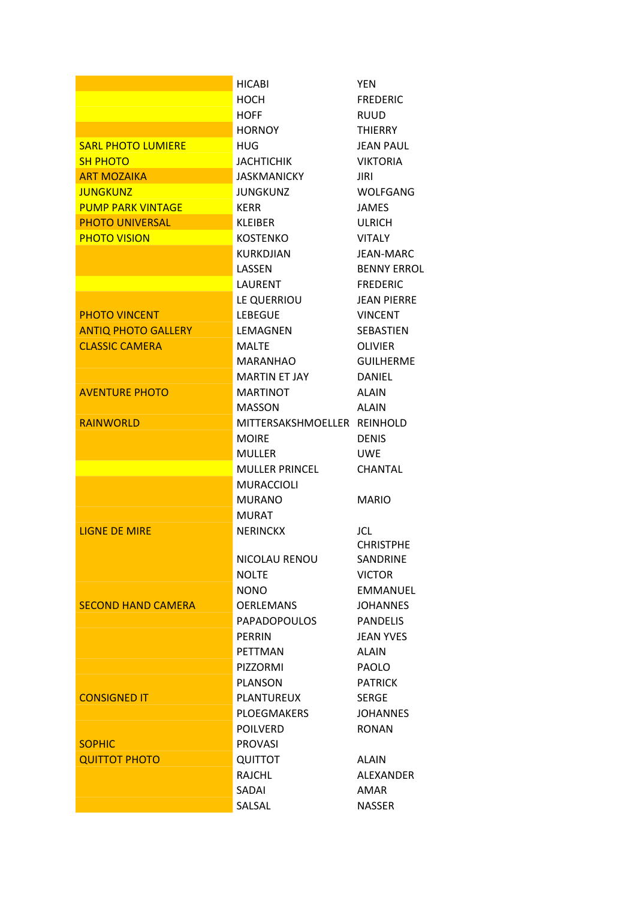| | | |
|---|---|---|
| | HICABI | YEN |
| | HOCH | FREDERIC |
| | HOFF | RUUD |
| | HORNOY | THIERRY |
| SARL PHOTO LUMIERE | HUG | JEAN PAUL |
| SH PHOTO | JACHTICHIK | VIKTORIA |
| ART MOZAIKA | JASKMANICKY | JIRI |
| JUNGKUNZ | JUNGKUNZ | WOLFGANG |
| PUMP PARK VINTAGE | KERR | JAMES |
| PHOTO UNIVERSAL | KLEIBER | ULRICH |
| PHOTO VISION | KOSTENKO | VITALY |
| | KURKDJIAN | JEAN-MARC |
| | LASSEN | BENNY ERROL |
| | LAURENT | FREDERIC |
| | LE QUERRIOU | JEAN PIERRE |
| PHOTO VINCENT | LEBEGUE | VINCENT |
| ANTIQ PHOTO GALLERY | LEMAGNEN | SEBASTIEN |
| CLASSIC CAMERA | MALTE | OLIVIER |
| | MARANHAO | GUILHERME |
| | MARTIN ET JAY | DANIEL |
| AVENTURE PHOTO | MARTINOT | ALAIN |
| | MASSON | ALAIN |
| RAINWORLD | MITTERSAKSHMOELLER | REINHOLD |
| | MOIRE | DENIS |
| | MULLER | UWE |
| | MULLER PRINCEL | CHANTAL |
| | MURACCIOLI | |
| | MURANO | MARIO |
| | MURAT | |
| LIGNE DE MIRE | NERINCKX | JCL |
| | NICOLAU RENOU | CHRISTPHE SANDRINE |
| | NOLTE | VICTOR |
| | NONO | EMMANUEL |
| SECOND HAND CAMERA | OERLEMANS | JOHANNES |
| | PAPADOPOULOS | PANDELIS |
| | PERRIN | JEAN YVES |
| | PETTMAN | ALAIN |
| | PIZZORMI | PAOLO |
| | PLANSON | PATRICK |
| CONSIGNED IT | PLANTUREUX | SERGE |
| | PLOEGMAKERS | JOHANNES |
| | POILVERD | RONAN |
| SOPHIC | PROVASI | |
| QUITTOT PHOTO | QUITTOT | ALAIN |
| | RAJCHL | ALEXANDER |
| | SADAI | AMAR |
| | SALSAL | NASSER |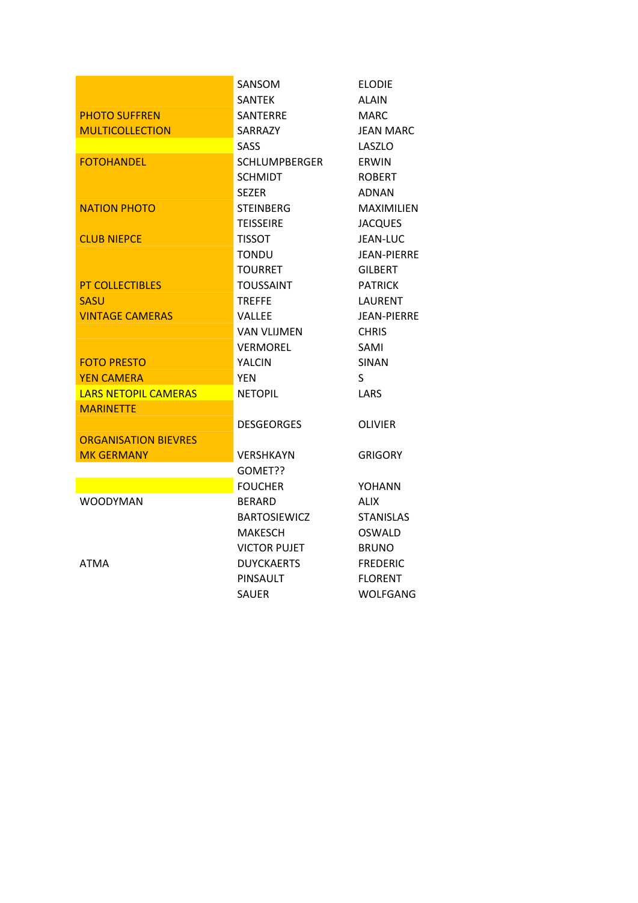| | | |
|---|---|---|
| | SANSOM | ELODIE |
| | SANTEK | ALAIN |
| PHOTO SUFFREN | SANTERRE | MARC |
| MULTICOLLECTION | SARRAZY | JEAN MARC |
| | SASS | LASZLO |
| FOTOHANDEL | SCHLUMPBERGER | ERWIN |
| | SCHMIDT | ROBERT |
| | SEZER | ADNAN |
| NATION PHOTO | STEINBERG | MAXIMILIEN |
| | TEISSEIRE | JACQUES |
| CLUB NIEPCE | TISSOT | JEAN-LUC |
| | TONDU | JEAN-PIERRE |
| | TOURRET | GILBERT |
| PT COLLECTIBLES | TOUSSAINT | PATRICK |
| SASU | TREFFE | LAURENT |
| VINTAGE CAMERAS | VALLEE | JEAN-PIERRE |
| | VAN VLIJMEN | CHRIS |
| | VERMOREL | SAMI |
| FOTO PRESTO | YALCIN | SINAN |
| YEN CAMERA | YEN | S |
| LARS NETOPIL CAMERAS | NETOPIL | LARS |
| MARINETTE | | |
| | DESGEORGES | OLIVIER |
| ORGANISATION BIEVRES | | |
| MK GERMANY | VERSHKAYN | GRIGORY |
| | GOMET?? | |
| | FOUCHER | YOHANN |
| WOODYMAN | BERARD | ALIX |
| | BARTOSIEWICZ | STANISLAS |
| | MAKESCH | OSWALD |
| | VICTOR PUJET | BRUNO |
| ATMA | DUYCKAERTS | FREDERIC |
| | PINSAULT | FLORENT |
| | SAUER | WOLFGANG |